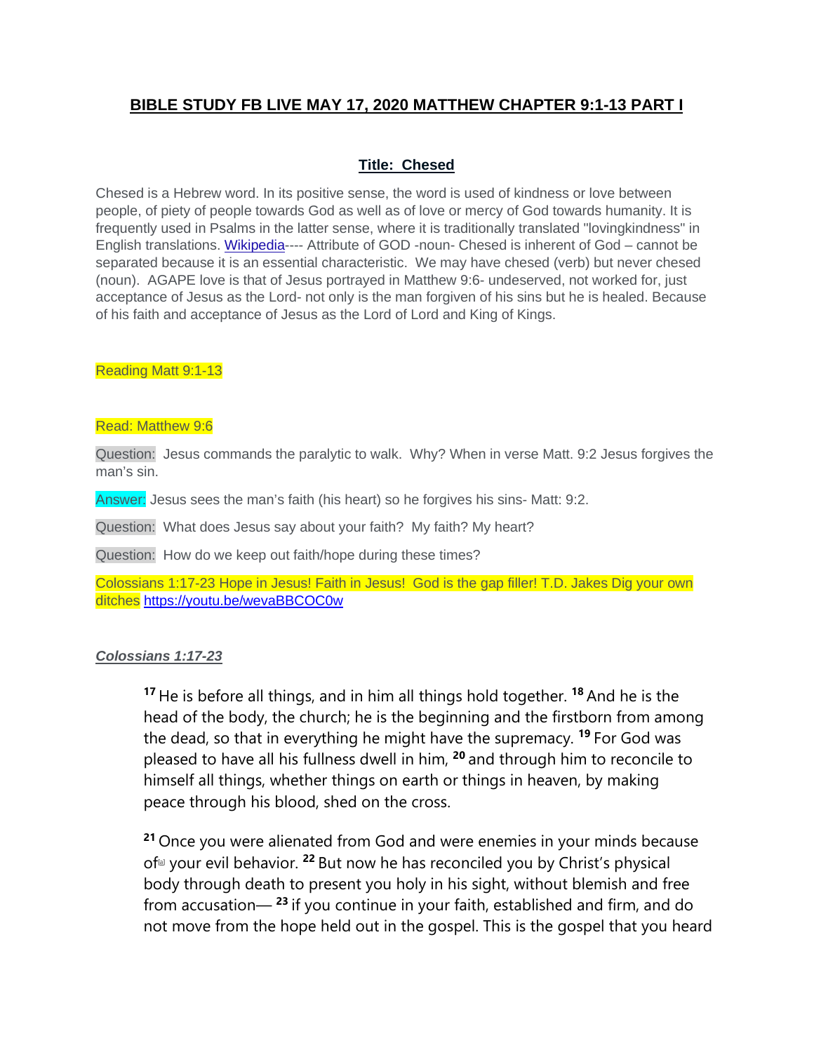# BIBLE STUDY FB LIVE MAY 17, 2020 MATTHEW CHAPTER 9:1-13 PART I

## Title: Chesed

Chesed is a Hebrew word. In its positive sense, the word is used of kindness or love between people, of piety of people towards God as well as of love or mercy of God towards humanity. It is frequently used in Psalms in the latter sense, where it is traditionally translated "lovingkindness" in English translations. [Wikipedia](Wikipedia)---- Attribute of GOD -noun- Chesed is inherent of God – cannot be separated because it is an essential characteristic. We may have chesed (verb) but never chesed (noun). AGAPE love is that of Jesus portrayed in Matthew 9:6- undeserved, not worked for, just acceptance of Jesus as the Lord- not only is the man forgiven of his sins but he is healed. Because of his faith and acceptance of Jesus as the Lord of Lord and King of Kings.

Reading Matt 9:1-13

Read: Matthew 9:6

Question: Jesus commands the paralytic to walk. Why? When in verse Matt. 9:2 Jesus forgives the man's sin.

Answer: Jesus sees the man's faith (his heart) so he forgives his sins- Matt: 9:2.

Question: What does Jesus say about your faith? My faith? My heart?

Question: How do we keep out faith/hope during these times?

Colossians 1:17-23 Hope in Jesus! Faith in Jesus! God is the gap filler! T.D. Jakes Dig your own ditches https://youtu.be/wevaBBCOC0w

***Colossians 1:17-23***

> 17 He is before all things, and in him all things hold together. 18 And he is the head of the body, the church; he is the beginning and the firstborn from among the dead, so that in everything he might have the supremacy. 19 For God was pleased to have all his fullness dwell in him, 20 and through him to reconcile to himself all things, whether things on earth or things in heaven, by making peace through his blood, shed on the cross.
>
> 21 Once you were alienated from God and were enemies in your minds because of[a] your evil behavior. 22 But now he has reconciled you by Christ's physical body through death to present you holy in his sight, without blemish and free from accusation— 23 if you continue in your faith, established and firm, and do not move from the hope held out in the gospel. This is the gospel that you heard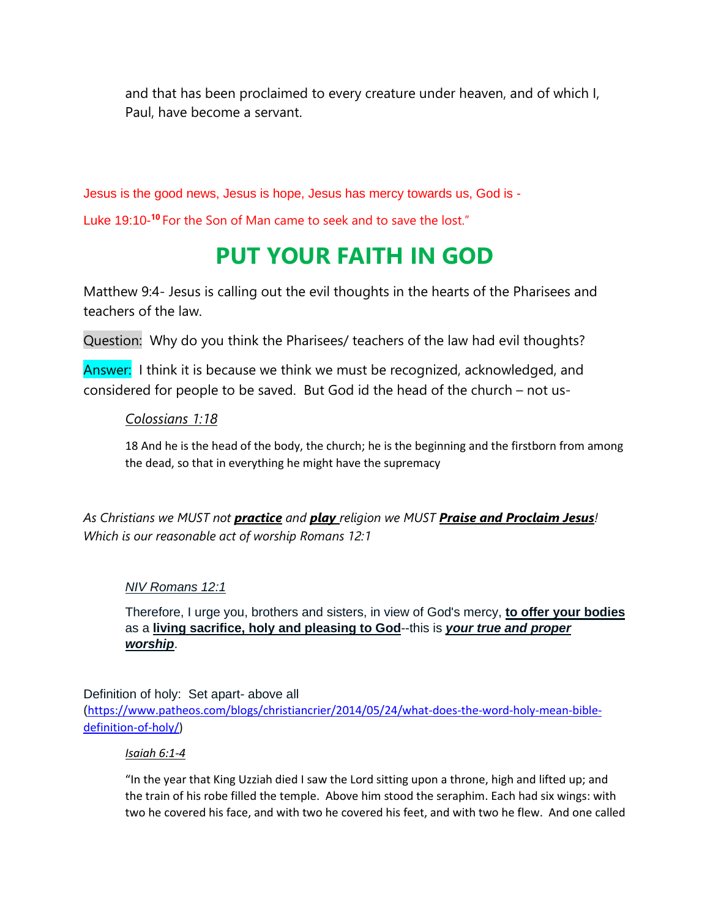and that has been proclaimed to every creature under heaven, and of which I, Paul, have become a servant.

Jesus is the good news, Jesus is hope, Jesus has mercy towards us, God is -

Luke 19:10-[10] For the Son of Man came to seek and to save the lost."

# PUT YOUR FAITH IN GOD

Matthew 9:4- Jesus is calling out the evil thoughts in the hearts of the Pharisees and teachers of the law.

Question: Why do you think the Pharisees/ teachers of the law had evil thoughts?

Answer: I think it is because we think we must be recognized, acknowledged, and considered for people to be saved. But God id the head of the church – not us-

*Colossians 1:18*

18 And he is the head of the body, the church; he is the beginning and the firstborn from among the dead, so that in everything he might have the supremacy

*As Christians we MUST not **practice** and **play** religion we MUST **Praise and Proclaim Jesus**! Which is our reasonable act of worship Romans 12:1*

*NIV Romans 12:1*

Therefore, I urge you, brothers and sisters, in view of God's mercy, **to offer your bodies** as a **living sacrifice, holy and pleasing to God**--this is ***your true and proper worship***.

Definition of holy: Set apart- above all (https://www.patheos.com/blogs/christiancrier/2014/05/24/what-does-the-word-holy-mean-bible-definition-of-holy/)

*Isaiah 6:1-4*

"In the year that King Uzziah died I saw the Lord sitting upon a throne, high and lifted up; and the train of his robe filled the temple. Above him stood the seraphim. Each had six wings: with two he covered his face, and with two he covered his feet, and with two he flew. And one called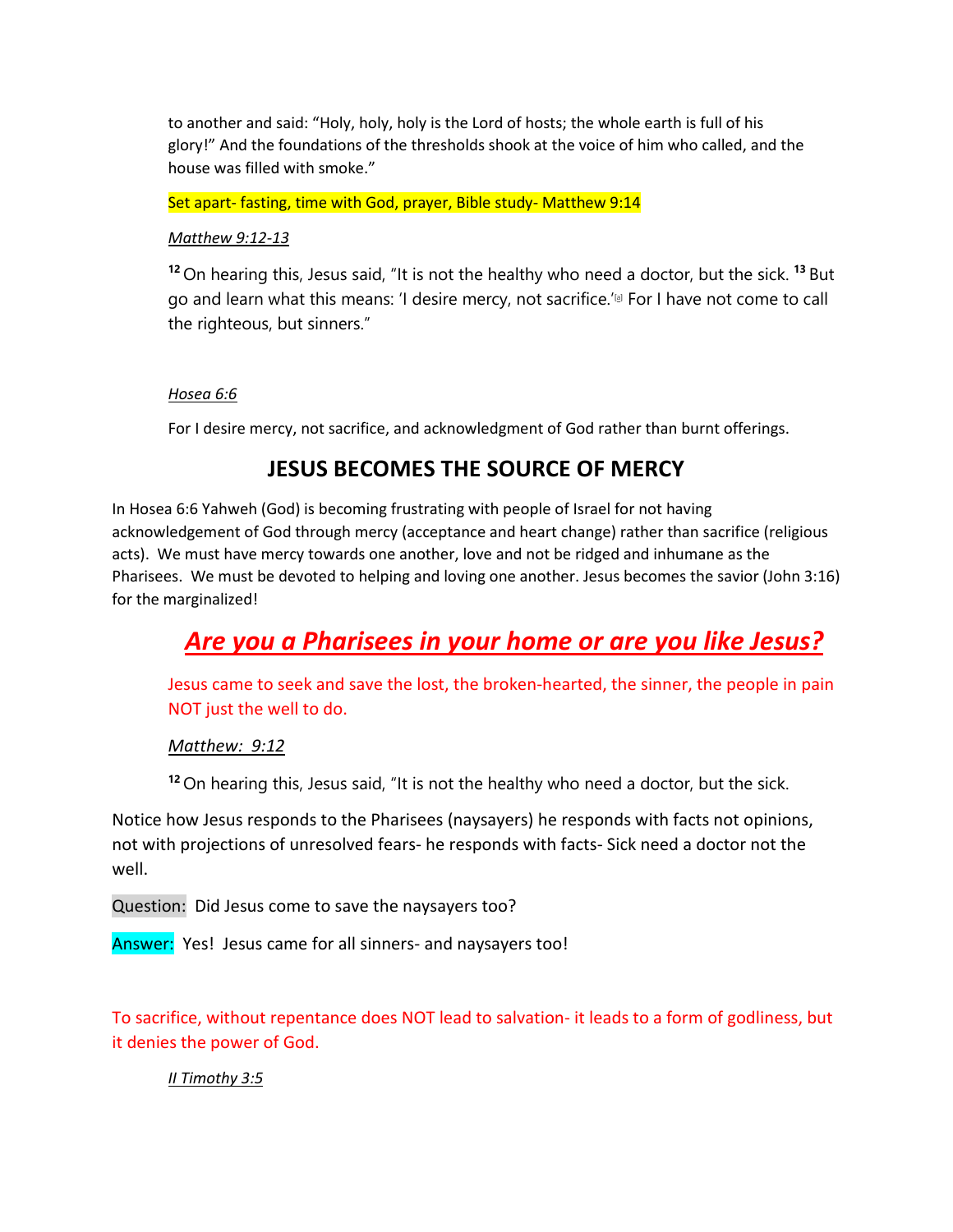to another and said: "Holy, holy, holy is the Lord of hosts; the whole earth is full of his glory!" And the foundations of the thresholds shook at the voice of him who called, and the house was filled with smoke."

Set apart- fasting, time with God, prayer, Bible study- Matthew 9:14

*Matthew 9:12-13*

[12] On hearing this, Jesus said, "It is not the healthy who need a doctor, but the sick. [13] But go and learn what this means: 'I desire mercy, not sacrifice.'[a] For I have not come to call the righteous, but sinners."

*Hosea 6:6*

For I desire mercy, not sacrifice, and acknowledgment of God rather than burnt offerings.

## JESUS BECOMES THE SOURCE OF MERCY

In Hosea 6:6 Yahweh (God) is becoming frustrating with people of Israel for not having acknowledgement of God through mercy (acceptance and heart change) rather than sacrifice (religious acts). We must have mercy towards one another, love and not be ridged and inhumane as the Pharisees. We must be devoted to helping and loving one another. Jesus becomes the savior (John 3:16) for the marginalized!

## *Are you a Pharisees in your home or are you like Jesus?*

Jesus came to seek and save the lost, the broken-hearted, the sinner, the people in pain NOT just the well to do.

*Matthew: 9:12*

[12] On hearing this, Jesus said, "It is not the healthy who need a doctor, but the sick.

Notice how Jesus responds to the Pharisees (naysayers) he responds with facts not opinions, not with projections of unresolved fears- he responds with facts- Sick need a doctor not the well.

Question: Did Jesus come to save the naysayers too?

Answer: Yes! Jesus came for all sinners- and naysayers too!

To sacrifice, without repentance does NOT lead to salvation- it leads to a form of godliness, but it denies the power of God.

*II Timothy 3:5*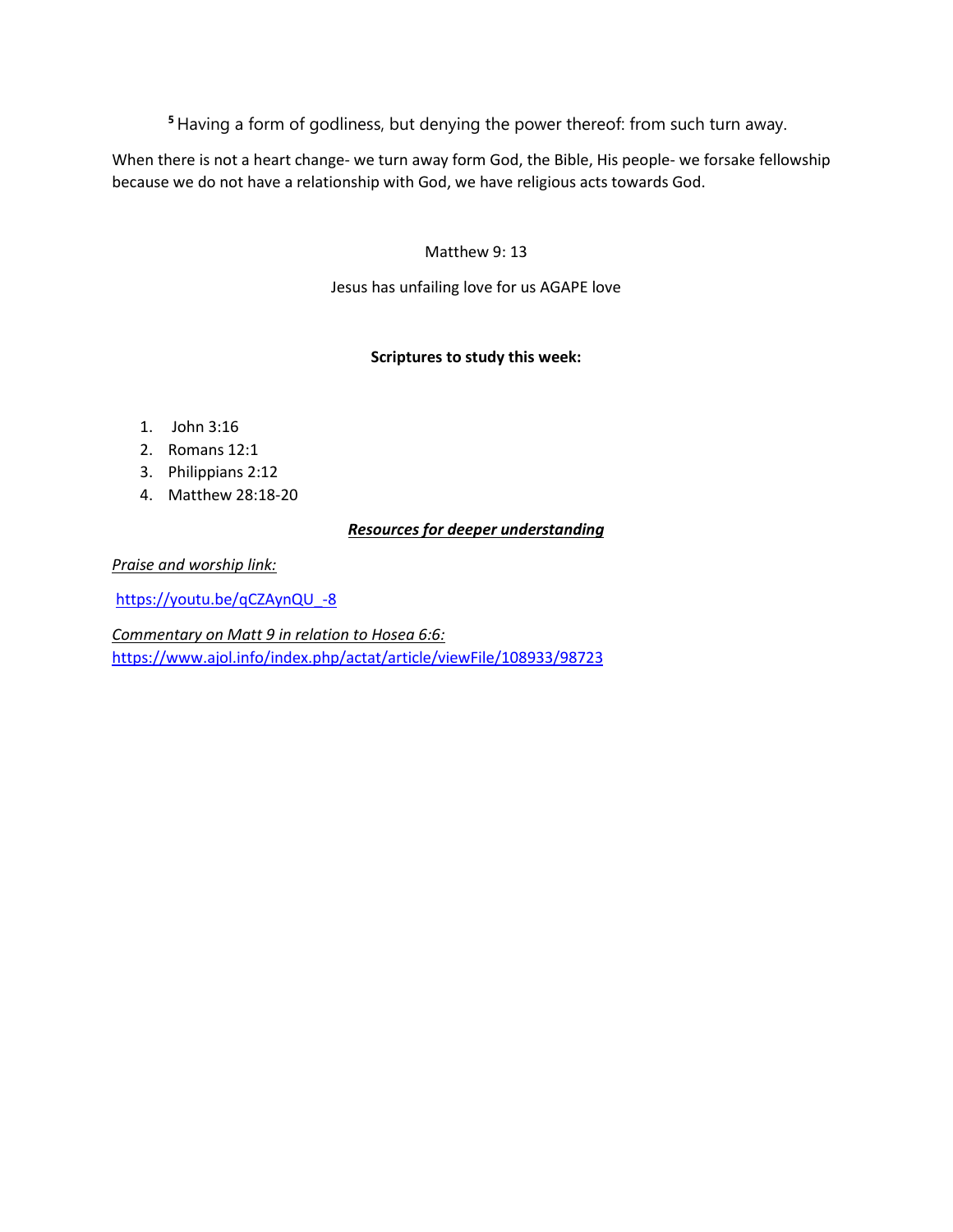[5] Having a form of godliness, but denying the power thereof: from such turn away.

When there is not a heart change- we turn away form God, the Bible, His people- we forsake fellowship because we do not have a relationship with God, we have religious acts towards God.

Matthew 9: 13

Jesus has unfailing love for us AGAPE love

**Scriptures to study this week:**

1. John 3:16
2. Romans 12:1
3. Philippians 2:12
4. Matthew 28:18-20

***Resources for deeper understanding***

*Praise and worship link:*

https://youtu.be/qCZAynQU_-8

*Commentary on Matt 9 in relation to Hosea 6:6:*
https://www.ajol.info/index.php/actat/article/viewFile/108933/98723